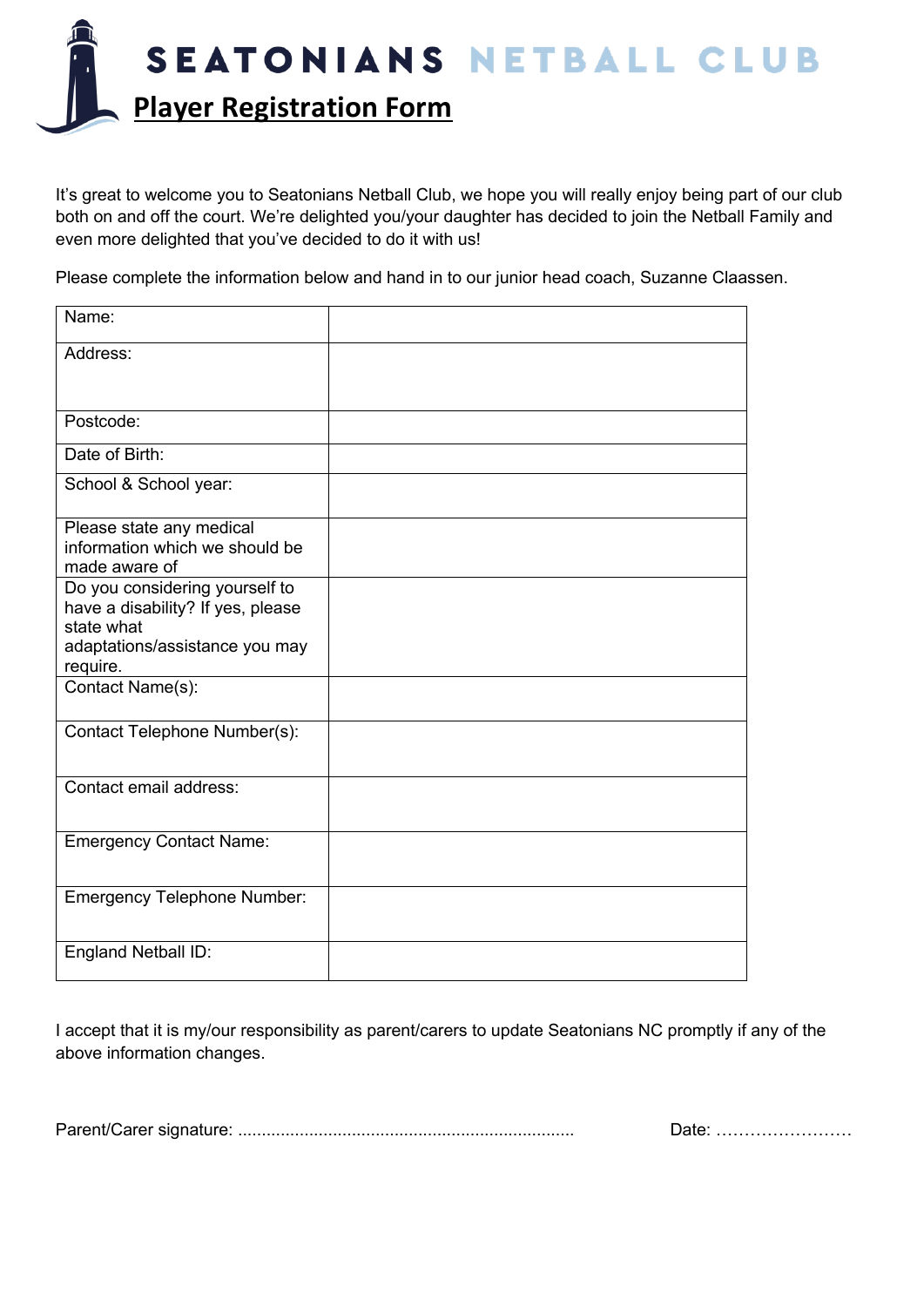# SEATONIANS NETBALL CLUB

## Player Registration Form

It's great to welcome you to Seatonians Netball Club, we hope you will really enjoy being part of our club both on and off the court. We're delighted you/your daughter has decided to join the Netball Family and even more delighted that you've decided to do it with us!

Please complete the information below and hand in to our junior head coach, Suzanne Claassen.

| | |
|---|---|
| Name: | |
| Address: | |
| Postcode: | |
| Date of Birth: | |
| School & School year: | |
| Please state any medical information which we should be made aware of | |
| Do you considering yourself to have a disability? If yes, please state what adaptations/assistance you may require. | |
| Contact Name(s): | |
| Contact Telephone Number(s): | |
| Contact email address: | |
| Emergency Contact Name: | |
| Emergency Telephone Number: | |
| England Netball ID: | |

I accept that it is my/our responsibility as parent/carers to update Seatonians NC promptly if any of the above information changes.

Parent/Carer signature: ....................................................................... Date: ……………………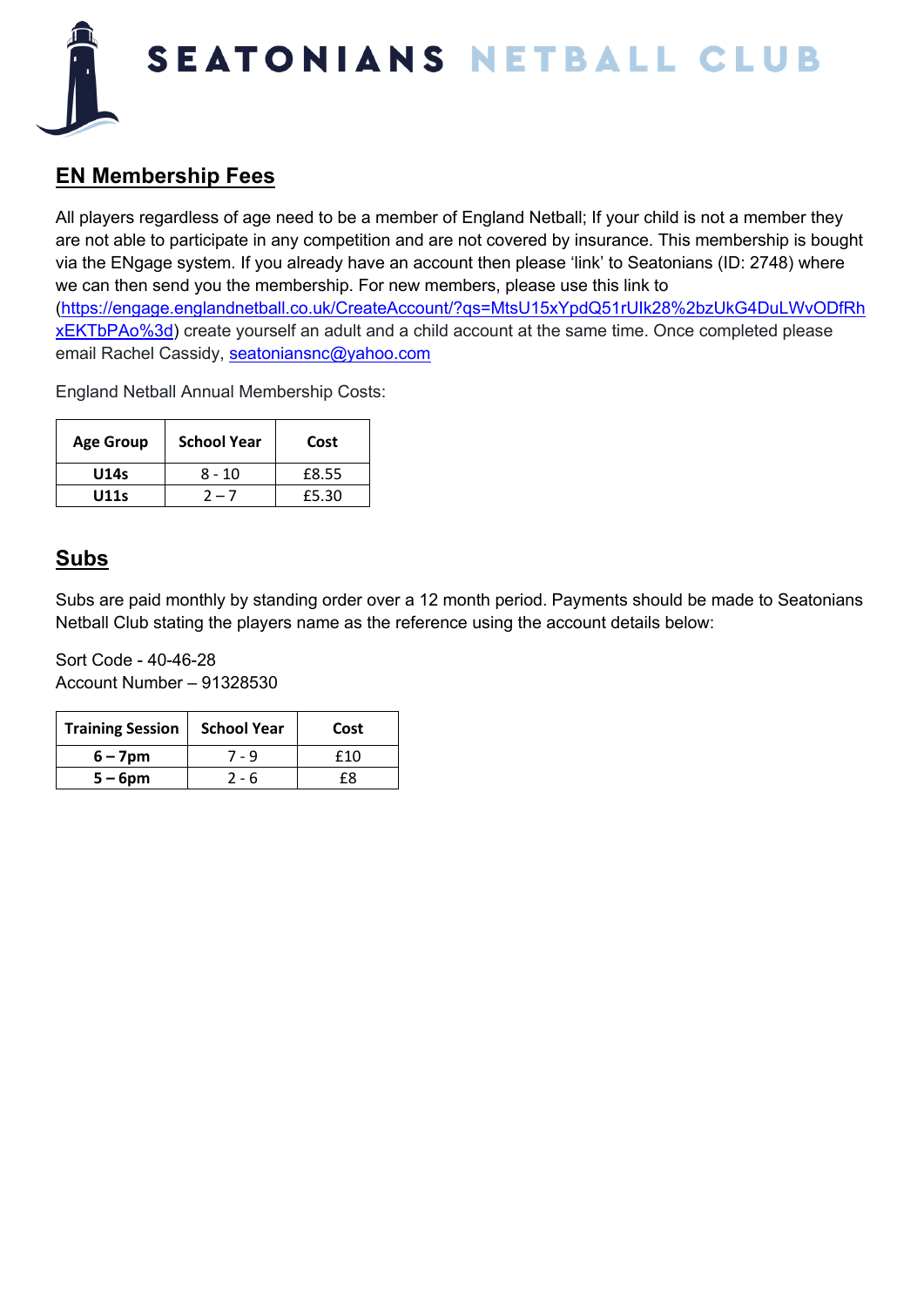# SEATONIANS NETBALL CLUB

## EN Membership Fees

All players regardless of age need to be a member of England Netball; If your child is not a member they are not able to participate in any competition and are not covered by insurance. This membership is bought via the ENgage system. If you already have an account then please 'link' to Seatonians (ID: 2748) where we can then send you the membership. For new members, please use this link to (https://engage.englandnetball.co.uk/CreateAccount/?qs=MtsU15xYpdQ51rUIk28%2bzUkG4DuLWvODfRhxEKTbPAo%3d) create yourself an adult and a child account at the same time. Once completed please email Rachel Cassidy, seatoniansnc@yahoo.com

England Netball Annual Membership Costs:

| Age Group | School Year | Cost |
|---|---|---|
| **U14s** | 8 - 10 | £8.55 |
| **U11s** | 2 – 7 | £5.30 |

## Subs

Subs are paid monthly by standing order over a 12 month period. Payments should be made to Seatonians Netball Club stating the players name as the reference using the account details below:

Sort Code - 40-46-28
Account Number – 91328530

| Training Session | School Year | Cost |
|---|---|---|
| **6 – 7pm** | 7 - 9 | £10 |
| **5 – 6pm** | 2 - 6 | £8 |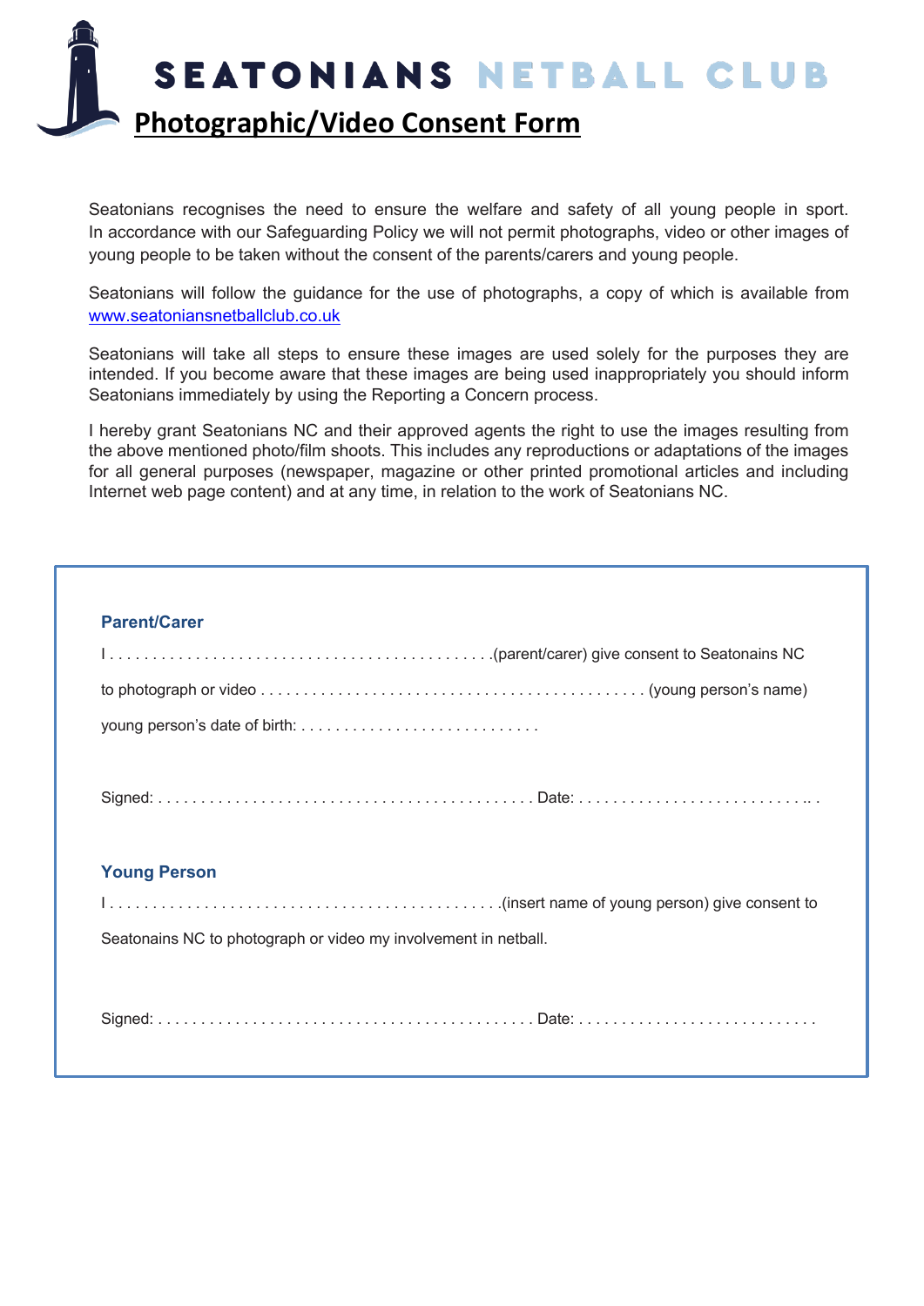# SEATONIANS NETBALL CLUB

## Photographic/Video Consent Form

Seatonians recognises the need to ensure the welfare and safety of all young people in sport. In accordance with our Safeguarding Policy we will not permit photographs, video or other images of young people to be taken without the consent of the parents/carers and young people.

Seatonians will follow the guidance for the use of photographs, a copy of which is available from www.seatoniansnetballclub.co.uk

Seatonians will take all steps to ensure these images are used solely for the purposes they are intended. If you become aware that these images are being used inappropriately you should inform Seatonians immediately by using the Reporting a Concern process.

I hereby grant Seatonians NC and their approved agents the right to use the images resulting from the above mentioned photo/film shoots. This includes any reproductions or adaptations of the images for all general purposes (newspaper, magazine or other printed promotional articles and including Internet web page content) and at any time, in relation to the work of Seatonians NC.

**Parent/Carer**

I . . . . . . . . . . . . . . . . . . . . . . . . . . . . . . . . . . . . . . . . . . . .(parent/carer) give consent to Seatonains NC

to photograph or video . . . . . . . . . . . . . . . . . . . . . . . . . . . . . . . . . . . . . . . . . . . (young person's name)

young person's date of birth: . . . . . . . . . . . . . . . . . . . . . . . . . . .

Signed: . . . . . . . . . . . . . . . . . . . . . . . . . . . . . . . . . . . . . . . . . . . Date: . . . . . . . . . . . . . . . . . . . . . . . . . . .. .

**Young Person**

I . . . . . . . . . . . . . . . . . . . . . . . . . . . . . . . . . . . . . . . . . . . . .(insert name of young person) give consent to

Seatonains NC to photograph or video my involvement in netball.

Signed: . . . . . . . . . . . . . . . . . . . . . . . . . . . . . . . . . . . . . . . . . . . Date: . . . . . . . . . . . . . . . . . . . . . . . . . . .